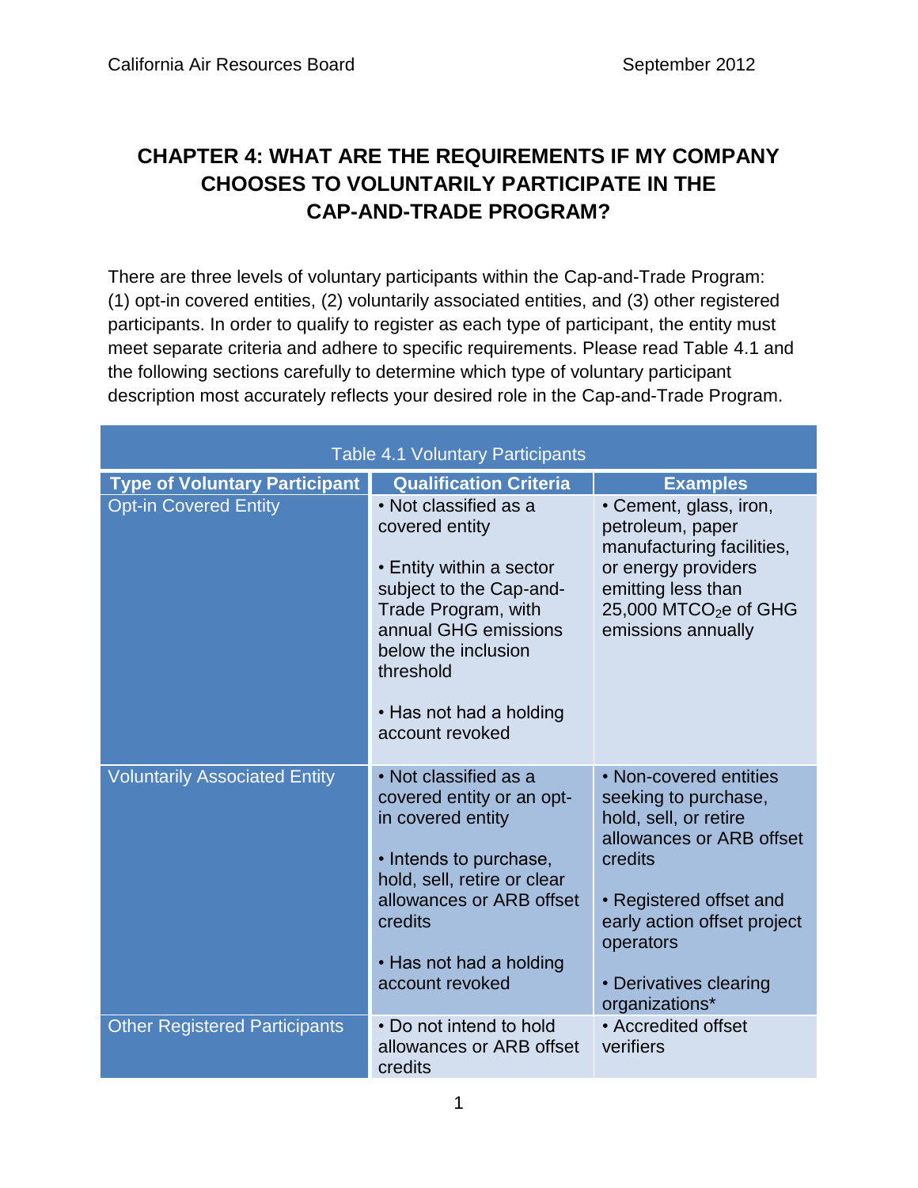# CHAPTER 4: WHAT ARE THE REQUIREMENTS IF MY COMPANY CHOOSES TO VOLUNTARILY PARTICIPATE IN THE CAP-AND-TRADE PROGRAM?

There are three levels of voluntary participants within the Cap-and-Trade Program: (1) opt-in covered entities, (2) voluntarily associated entities, and (3) other registered participants. In order to qualify to register as each type of participant, the entity must meet separate criteria and adhere to specific requirements. Please read Table 4.1 and the following sections carefully to determine which type of voluntary participant description most accurately reflects your desired role in the Cap-and-Trade Program.

Table 4.1 Voluntary Participants

| Type of Voluntary Participant | Qualification Criteria | Examples |
|---|---|---|
| Opt-in Covered Entity | • Not classified as a covered entity<br><br>• Entity within a sector subject to the Cap-and-Trade Program, with annual GHG emissions below the inclusion threshold<br><br>• Has not had a holding account revoked | • Cement, glass, iron, petroleum, paper manufacturing facilities, or energy providers emitting less than 25,000 $MTCO_2e$ of GHG emissions annually |
| Voluntarily Associated Entity | • Not classified as a covered entity or an opt-in covered entity<br><br>• Intends to purchase, hold, sell, retire or clear allowances or ARB offset credits<br><br>• Has not had a holding account revoked | • Non-covered entities seeking to purchase, hold, sell, or retire allowances or ARB offset credits<br><br>• Registered offset and early action offset project operators<br><br>• Derivatives clearing organizations* |
| Other Registered Participants | • Do not intend to hold allowances or ARB offset credits | • Accredited offset verifiers |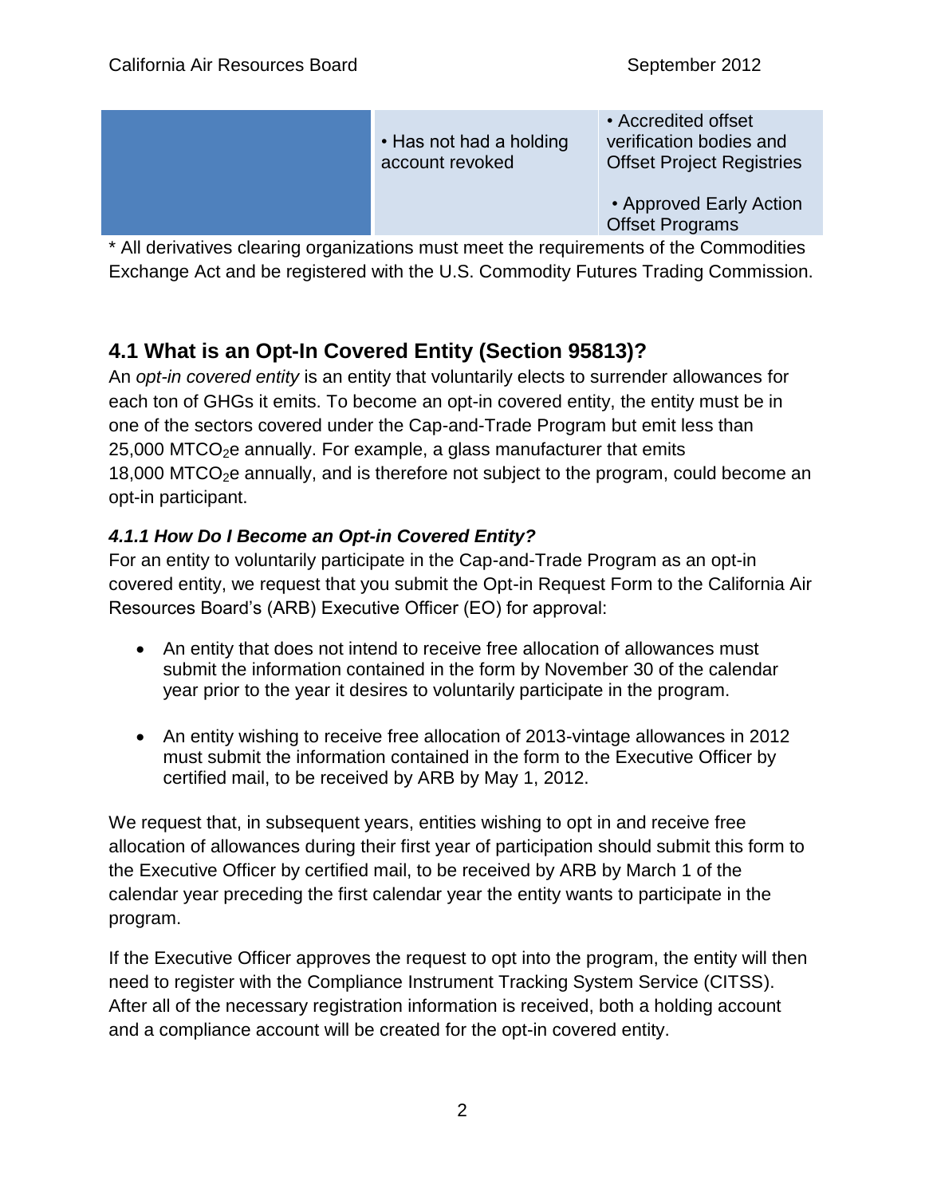| | | |
|---|---|---|
| | • Has not had a holding account revoked | • Accredited offset verification bodies and Offset Project Registries<br><br>• Approved Early Action Offset Programs |

* All derivatives clearing organizations must meet the requirements of the Commodities Exchange Act and be registered with the U.S. Commodity Futures Trading Commission.

## 4.1 What is an Opt-In Covered Entity (Section 95813)?

An *opt-in covered entity* is an entity that voluntarily elects to surrender allowances for each ton of GHGs it emits. To become an opt-in covered entity, the entity must be in one of the sectors covered under the Cap-and-Trade Program but emit less than 25,000 $MTCO_2e$ annually. For example, a glass manufacturer that emits 18,000 $MTCO_2e$ annually, and is therefore not subject to the program, could become an opt-in participant.

### *4.1.1 How Do I Become an Opt-in Covered Entity?*

For an entity to voluntarily participate in the Cap-and-Trade Program as an opt-in covered entity, we request that you submit the Opt-in Request Form to the California Air Resources Board's (ARB) Executive Officer (EO) for approval:

- An entity that does not intend to receive free allocation of allowances must submit the information contained in the form by November 30 of the calendar year prior to the year it desires to voluntarily participate in the program.
- An entity wishing to receive free allocation of 2013-vintage allowances in 2012 must submit the information contained in the form to the Executive Officer by certified mail, to be received by ARB by May 1, 2012.

We request that, in subsequent years, entities wishing to opt in and receive free allocation of allowances during their first year of participation should submit this form to the Executive Officer by certified mail, to be received by ARB by March 1 of the calendar year preceding the first calendar year the entity wants to participate in the program.

If the Executive Officer approves the request to opt into the program, the entity will then need to register with the Compliance Instrument Tracking System Service (CITSS). After all of the necessary registration information is received, both a holding account and a compliance account will be created for the opt-in covered entity.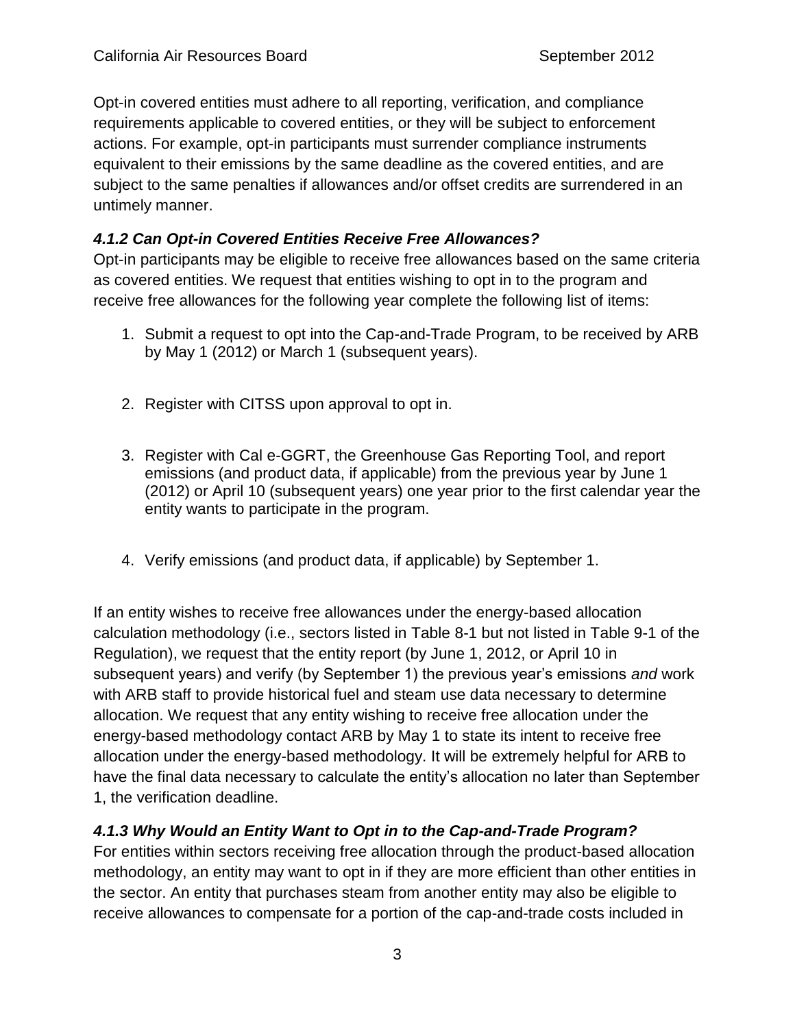Opt-in covered entities must adhere to all reporting, verification, and compliance requirements applicable to covered entities, or they will be subject to enforcement actions. For example, opt-in participants must surrender compliance instruments equivalent to their emissions by the same deadline as the covered entities, and are subject to the same penalties if allowances and/or offset credits are surrendered in an untimely manner.

### *4.1.2 Can Opt-in Covered Entities Receive Free Allowances?*

Opt-in participants may be eligible to receive free allowances based on the same criteria as covered entities. We request that entities wishing to opt in to the program and receive free allowances for the following year complete the following list of items:

1. Submit a request to opt into the Cap-and-Trade Program, to be received by ARB by May 1 (2012) or March 1 (subsequent years).

2. Register with CITSS upon approval to opt in.

3. Register with Cal e-GGRT, the Greenhouse Gas Reporting Tool, and report emissions (and product data, if applicable) from the previous year by June 1 (2012) or April 10 (subsequent years) one year prior to the first calendar year the entity wants to participate in the program.

4. Verify emissions (and product data, if applicable) by September 1.

If an entity wishes to receive free allowances under the energy-based allocation calculation methodology (i.e., sectors listed in Table 8-1 but not listed in Table 9-1 of the Regulation), we request that the entity report (by June 1, 2012, or April 10 in subsequent years) and verify (by September 1) the previous year's emissions *and* work with ARB staff to provide historical fuel and steam use data necessary to determine allocation. We request that any entity wishing to receive free allocation under the energy-based methodology contact ARB by May 1 to state its intent to receive free allocation under the energy-based methodology. It will be extremely helpful for ARB to have the final data necessary to calculate the entity's allocation no later than September 1, the verification deadline.

### *4.1.3 Why Would an Entity Want to Opt in to the Cap-and-Trade Program?*

For entities within sectors receiving free allocation through the product-based allocation methodology, an entity may want to opt in if they are more efficient than other entities in the sector. An entity that purchases steam from another entity may also be eligible to receive allowances to compensate for a portion of the cap-and-trade costs included in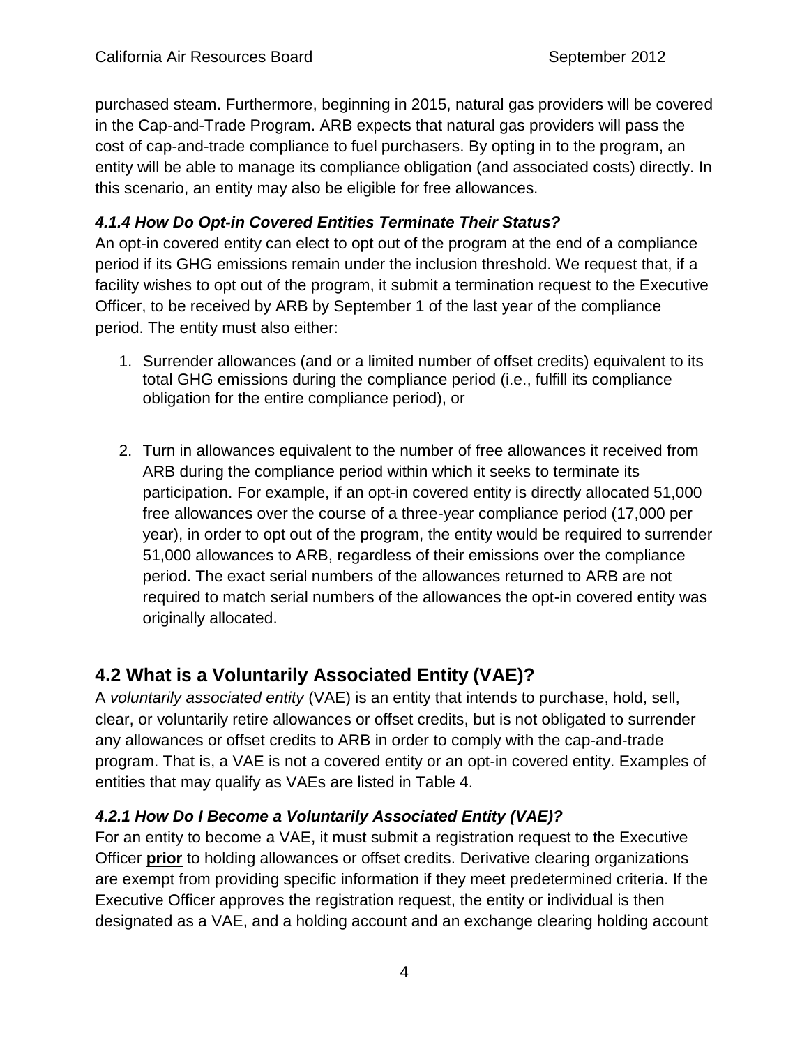purchased steam. Furthermore, beginning in 2015, natural gas providers will be covered in the Cap-and-Trade Program. ARB expects that natural gas providers will pass the cost of cap-and-trade compliance to fuel purchasers. By opting in to the program, an entity will be able to manage its compliance obligation (and associated costs) directly. In this scenario, an entity may also be eligible for free allowances.

### *4.1.4 How Do Opt-in Covered Entities Terminate Their Status?*

An opt-in covered entity can elect to opt out of the program at the end of a compliance period if its GHG emissions remain under the inclusion threshold. We request that, if a facility wishes to opt out of the program, it submit a termination request to the Executive Officer, to be received by ARB by September 1 of the last year of the compliance period. The entity must also either:

1. Surrender allowances (and or a limited number of offset credits) equivalent to its total GHG emissions during the compliance period (i.e., fulfill its compliance obligation for the entire compliance period), or

2. Turn in allowances equivalent to the number of free allowances it received from ARB during the compliance period within which it seeks to terminate its participation. For example, if an opt-in covered entity is directly allocated 51,000 free allowances over the course of a three-year compliance period (17,000 per year), in order to opt out of the program, the entity would be required to surrender 51,000 allowances to ARB, regardless of their emissions over the compliance period. The exact serial numbers of the allowances returned to ARB are not required to match serial numbers of the allowances the opt-in covered entity was originally allocated.

## 4.2 What is a Voluntarily Associated Entity (VAE)?

A *voluntarily associated entity* (VAE) is an entity that intends to purchase, hold, sell, clear, or voluntarily retire allowances or offset credits, but is not obligated to surrender any allowances or offset credits to ARB in order to comply with the cap-and-trade program. That is, a VAE is not a covered entity or an opt-in covered entity. Examples of entities that may qualify as VAEs are listed in Table 4.

### *4.2.1 How Do I Become a Voluntarily Associated Entity (VAE)?*

For an entity to become a VAE, it must submit a registration request to the Executive Officer **prior** to holding allowances or offset credits. Derivative clearing organizations are exempt from providing specific information if they meet predetermined criteria. If the Executive Officer approves the registration request, the entity or individual is then designated as a VAE, and a holding account and an exchange clearing holding account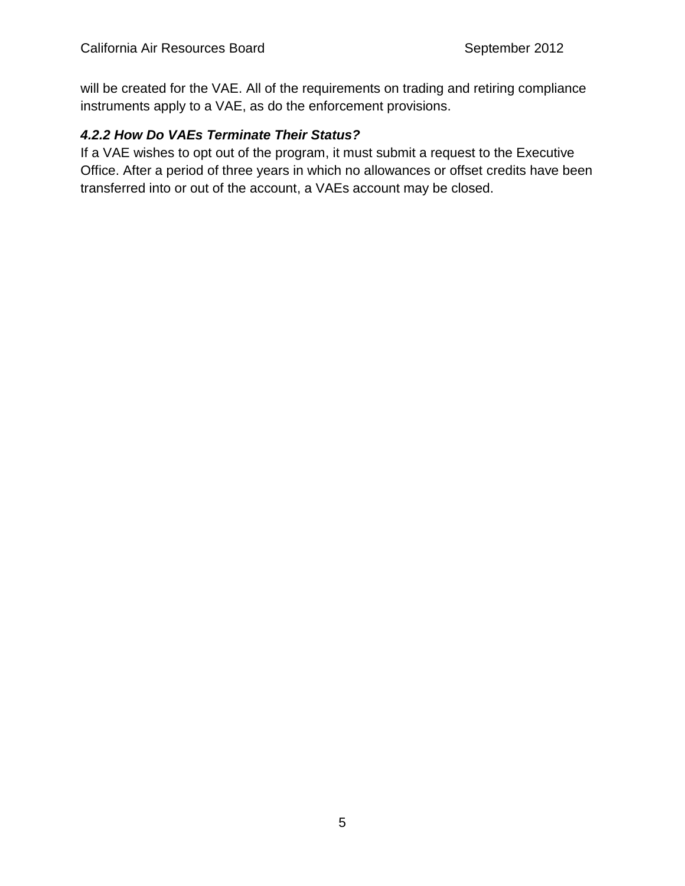will be created for the VAE. All of the requirements on trading and retiring compliance instruments apply to a VAE, as do the enforcement provisions.

#### ***4.2.2 How Do VAEs Terminate Their Status?***

If a VAE wishes to opt out of the program, it must submit a request to the Executive Office. After a period of three years in which no allowances or offset credits have been transferred into or out of the account, a VAEs account may be closed.